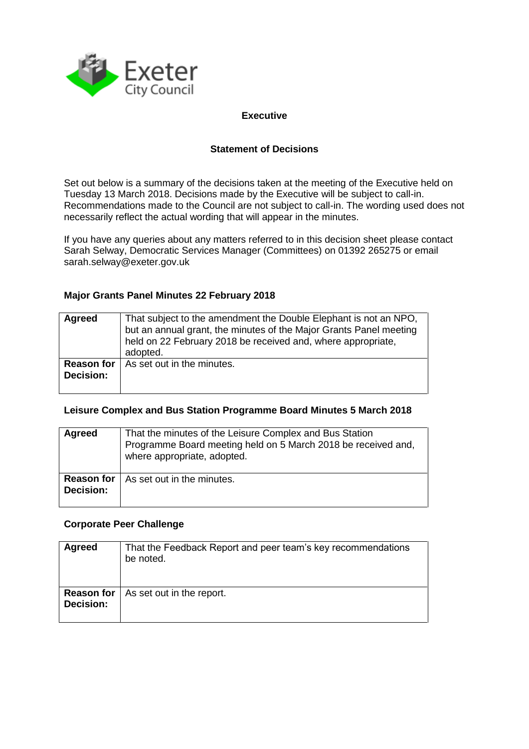Exeter City Council

# Executive

## Statement of Decisions

Set out below is a summary of the decisions taken at the meeting of the Executive held on Tuesday 13 March 2018. Decisions made by the Executive will be subject to call-in. Recommendations made to the Council are not subject to call-in. The wording used does not necessarily reflect the actual wording that will appear in the minutes.

If you have any queries about any matters referred to in this decision sheet please contact Sarah Selway, Democratic Services Manager (Committees) on 01392 265275 or email sarah.selway@exeter.gov.uk

### Major Grants Panel Minutes 22 February 2018

| **Agreed** | That subject to the amendment the Double Elephant is not an NPO, but an annual grant, the minutes of the Major Grants Panel meeting held on 22 February 2018 be received and, where appropriate, adopted. |
|---|---|
| **Reason for Decision:** | As set out in the minutes. |

### Leisure Complex and Bus Station Programme Board Minutes 5 March 2018

| **Agreed** | That the minutes of the Leisure Complex and Bus Station Programme Board meeting held on 5 March 2018 be received and, where appropriate, adopted. |
|---|---|
| **Reason for Decision:** | As set out in the minutes. |

### Corporate Peer Challenge

| **Agreed** | That the Feedback Report and peer team's key recommendations be noted. |
|---|---|
| **Reason for Decision:** | As set out in the report. |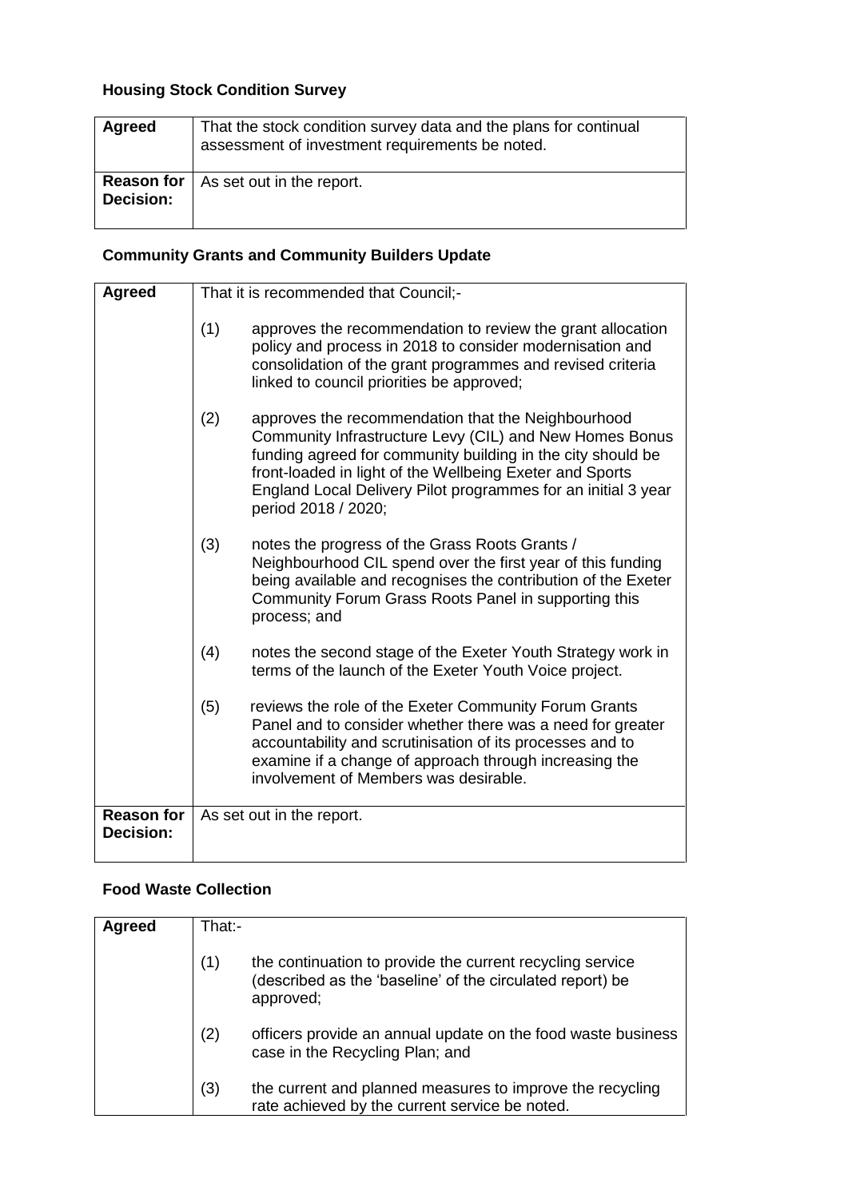**Housing Stock Condition Survey**

| **Agreed** | That the stock condition survey data and the plans for continual assessment of investment requirements be noted. |
|---|---|
| **Reason for Decision:** | As set out in the report. |

**Community Grants and Community Builders Update**

| **Agreed** | That it is recommended that Council;-<br><br>(1) approves the recommendation to review the grant allocation policy and process in 2018 to consider modernisation and consolidation of the grant programmes and revised criteria linked to council priorities be approved;<br><br>(2) approves the recommendation that the Neighbourhood Community Infrastructure Levy (CIL) and New Homes Bonus funding agreed for community building in the city should be front-loaded in light of the Wellbeing Exeter and Sports England Local Delivery Pilot programmes for an initial 3 year period 2018 / 2020;<br><br>(3) notes the progress of the Grass Roots Grants / Neighbourhood CIL spend over the first year of this funding being available and recognises the contribution of the Exeter Community Forum Grass Roots Panel in supporting this process; and<br><br>(4) notes the second stage of the Exeter Youth Strategy work in terms of the launch of the Exeter Youth Voice project.<br><br>(5) reviews the role of the Exeter Community Forum Grants Panel and to consider whether there was a need for greater accountability and scrutinisation of its processes and to examine if a change of approach through increasing the involvement of Members was desirable. |
|---|---|
| **Reason for Decision:** | As set out in the report. |

**Food Waste Collection**

| **Agreed** | That:-<br><br>(1) the continuation to provide the current recycling service (described as the 'baseline' of the circulated report) be approved;<br><br>(2) officers provide an annual update on the food waste business case in the Recycling Plan; and<br><br>(3) the current and planned measures to improve the recycling rate achieved by the current service be noted. |
|---|---|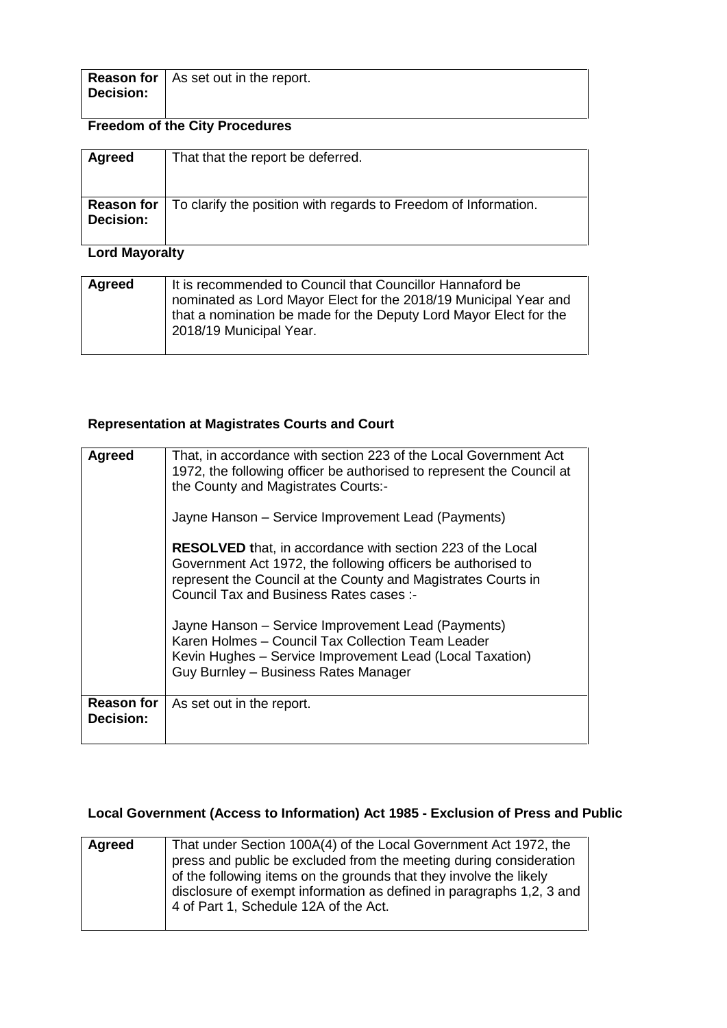| **Reason for Decision:** | As set out in the report. |
|---|---|

**Freedom of the City Procedures**

| **Agreed** | That that the report be deferred. |
|---|---|
| **Reason for Decision:** | To clarify the position with regards to Freedom of Information. |

**Lord Mayoralty**

| **Agreed** | It is recommended to Council that Councillor Hannaford be nominated as Lord Mayor Elect for the 2018/19 Municipal Year and that a nomination be made for the Deputy Lord Mayor Elect for the 2018/19 Municipal Year. |
|---|---|

**Representation at Magistrates Courts and Court**

| **Agreed** | That, in accordance with section 223 of the Local Government Act 1972, the following officer be authorised to represent the Council at the County and Magistrates Courts:-<br><br>Jayne Hanson – Service Improvement Lead (Payments)<br><br>**RESOLVED t**hat, in accordance with section 223 of the Local Government Act 1972, the following officers be authorised to represent the Council at the County and Magistrates Courts in Council Tax and Business Rates cases :-<br><br>Jayne Hanson – Service Improvement Lead (Payments)<br>Karen Holmes – Council Tax Collection Team Leader<br>Kevin Hughes – Service Improvement Lead (Local Taxation)<br>Guy Burnley – Business Rates Manager |
|---|---|
| **Reason for Decision:** | As set out in the report. |

**Local Government (Access to Information) Act 1985 - Exclusion of Press and Public**

| **Agreed** | That under Section 100A(4) of the Local Government Act 1972, the press and public be excluded from the meeting during consideration of the following items on the grounds that they involve the likely disclosure of exempt information as defined in paragraphs 1,2, 3 and 4 of Part 1, Schedule 12A of the Act. |
|---|---|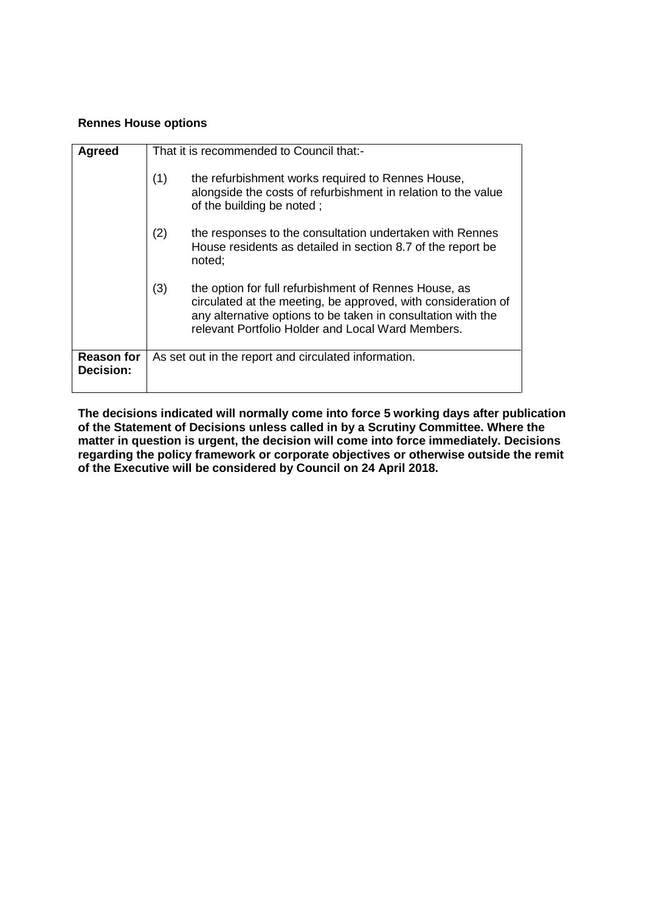**Rennes House options**

| | |
|---|---|
| **Agreed** | That it is recommended to Council that:- <br><br> (1) the refurbishment works required to Rennes House, alongside the costs of refurbishment in relation to the value of the building be noted ; <br><br> (2) the responses to the consultation undertaken with Rennes House residents as detailed in section 8.7 of the report be noted; <br><br> (3) the option for full refurbishment of Rennes House, as circulated at the meeting, be approved, with consideration of any alternative options to be taken in consultation with the relevant Portfolio Holder and Local Ward Members. |
| **Reason for Decision:** | As set out in the report and circulated information. |

**The decisions indicated will normally come into force 5 working days after publication of the Statement of Decisions unless called in by a Scrutiny Committee. Where the matter in question is urgent, the decision will come into force immediately. Decisions regarding the policy framework or corporate objectives or otherwise outside the remit of the Executive will be considered by Council on 24 April 2018.**